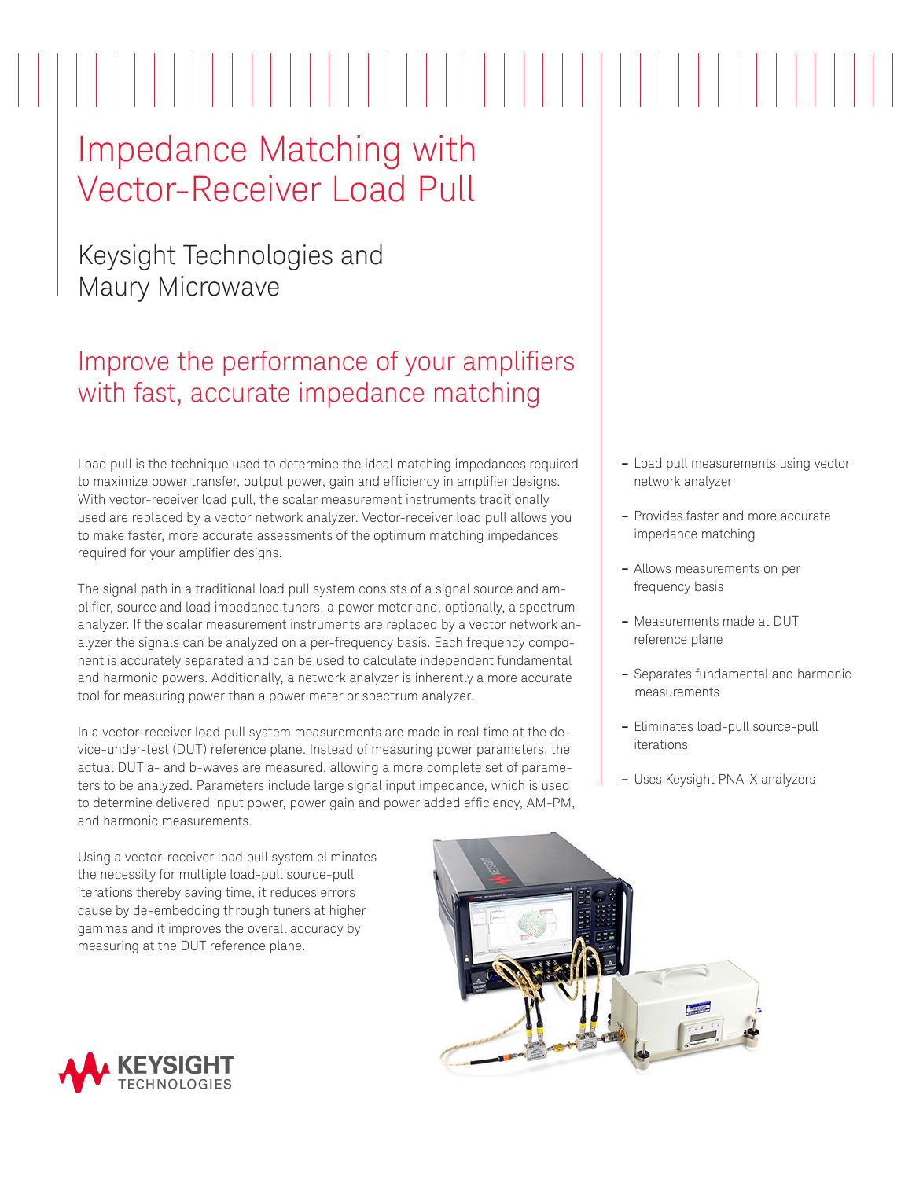# Impedance Matching with Vector-Receiver Load Pull

## Keysight Technologies and Maury Microwave

## Improve the performance of your amplifiers with fast, accurate impedance matching

Load pull is the technique used to determine the ideal matching impedances required to maximize power transfer, output power, gain and efficiency in amplifier designs. With vector-receiver load pull, the scalar measurement instruments traditionally used are replaced by a vector network analyzer. Vector-receiver load pull allows you to make faster, more accurate assessments of the optimum matching impedances required for your amplifier designs.

The signal path in a traditional load pull system consists of a signal source and amplifier, source and load impedance tuners, a power meter and, optionally, a spectrum analyzer. If the scalar measurement instruments are replaced by a vector network analyzer the signals can be analyzed on a per-frequency basis. Each frequency component is accurately separated and can be used to calculate independent fundamental and harmonic powers. Additionally, a network analyzer is inherently a more accurate tool for measuring power than a power meter or spectrum analyzer.

In a vector-receiver load pull system measurements are made in real time at the device-under-test (DUT) reference plane. Instead of measuring power parameters, the actual DUT a- and b-waves are measured, allowing a more complete set of parameters to be analyzed. Parameters include large signal input impedance, which is used to determine delivered input power, power gain and power added efficiency, AM-PM, and harmonic measurements.

Using a vector-receiver load pull system eliminates the necessity for multiple load-pull source-pull iterations thereby saving time, it reduces errors cause by de-embedding through tuners at higher gammas and it improves the overall accuracy by measuring at the DUT reference plane.

- Load pull measurements using vector network analyzer
- Provides faster and more accurate impedance matching
- Allows measurements on per frequency basis
- Measurements made at DUT reference plane
- Separates fundamental and harmonic measurements
- Eliminates load-pull source-pull iterations
- Uses Keysight PNA-X analyzers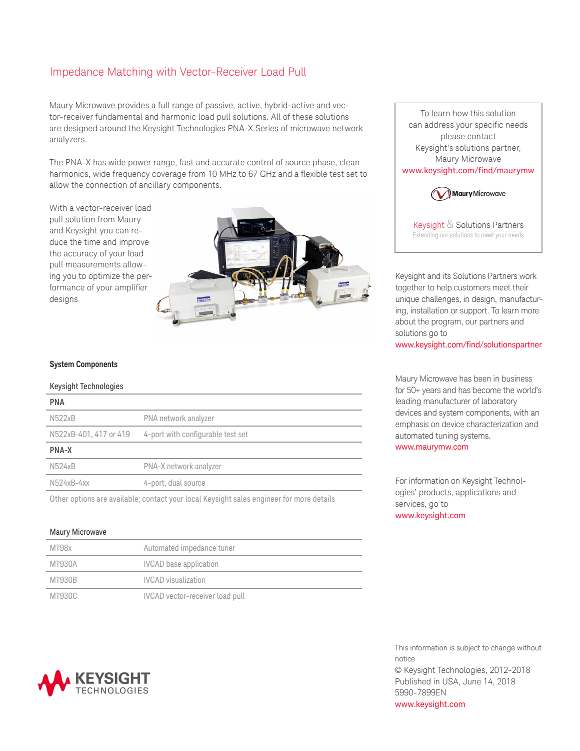## Impedance Matching with Vector-Receiver Load Pull

Maury Microwave provides a full range of passive, active, hybrid-active and vector-receiver fundamental and harmonic load pull solutions. All of these solutions are designed around the Keysight Technologies PNA-X Series of microwave network analyzers.

The PNA-X has wide power range, fast and accurate control of source phase, clean harmonics, wide frequency coverage from 10 MHz to 67 GHz and a flexible test set to allow the connection of ancillary components.

With a vector-receiver load pull solution from Maury and Keysight you can reduce the time and improve the accuracy of your load pull measurements allowing you to optimize the performance of your amplifier designs

### System Components

Keysight Technologies

| | |
|---|---|
| **PNA** | |
| N522xB | PNA network analyzer |
| N522xB-401, 417 or 419 | 4-port with configurable test set |
| **PNA-X** | |
| N524xB | PNA-X network analyzer |
| N524xB-4xx | 4-port, dual source |

Other options are available; contact your local Keysight sales engineer for more details

Maury Microwave

| | |
|---|---|
| MT98x | Automated impedance tuner |
| MT930A | IVCAD base application |
| MT930B | IVCAD visualization |
| MT930C | IVCAD vector-receiver load pull |

To learn how this solution can address your specific needs please contact Keysight's solutions partner, Maury Microwave
www.keysight.com/find/maurymw

Maury Microwave

Keysight & Solutions Partners
Extending our solutions to meet your needs

Keysight and its Solutions Partners work together to help customers meet their unique challenges, in design, manufacturing, installation or support. To learn more about the program, our partners and solutions go to
www.keysight.com/find/solutionspartner

Maury Microwave has been in business for 50+ years and has become the world's leading manufacturer of laboratory devices and system components, with an emphasis on device characterization and automated tuning systems.
www.maurymw.com

For information on Keysight Technologies' products, applications and services, go to
www.keysight.com

KEYSIGHT TECHNOLOGIES

This information is subject to change without notice
© Keysight Technologies, 2012-2018
Published in USA, June 14, 2018
5990-7899EN
www.keysight.com